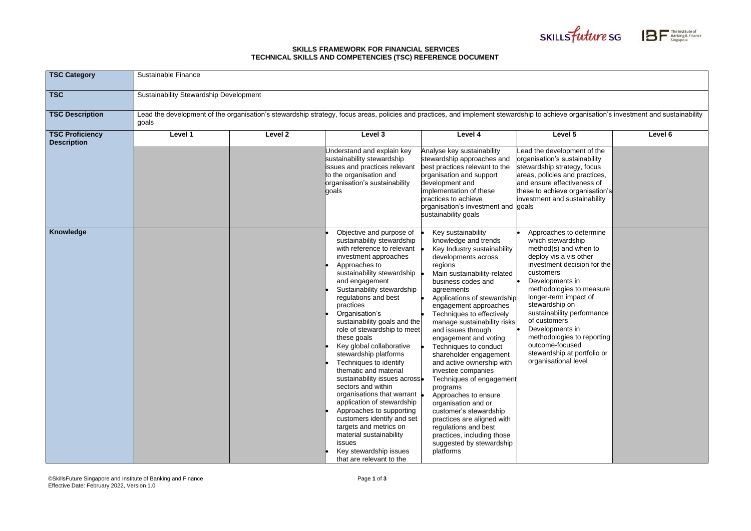**SKILLS FRAMEWORK FOR FINANCIAL SERVICES**
**TECHNICAL SKILLS AND COMPETENCIES (TSC) REFERENCE DOCUMENT**

| | | | | | | |
|---|---|---|---|---|---|---|
| **TSC Category** | Sustainable Finance | | | | | |
| **TSC** | Sustainability Stewardship Development | | | | | |
| **TSC Description** | Lead the development of the organisation's stewardship strategy, focus areas, policies and practices, and implement stewardship to achieve organisation's investment and sustainability goals | | | | | |
| **TSC Proficiency Description** | **Level 1** | **Level 2** | **Level 3** | **Level 4** | **Level 5** | **Level 6** |
| | | | Understand and explain key sustainability stewardship issues and practices relevant to the organisation and organisation's sustainability goals | Analyse key sustainability stewardship approaches and best practices relevant to the organisation and support development and implementation of these practices to achieve organisation's investment and sustainability goals | Lead the development of the organisation's sustainability stewardship strategy, focus areas, policies and practices, and ensure effectiveness of these to achieve organisation's investment and sustainability goals | |
| **Knowledge** | | | • Objective and purpose of sustainability stewardship with reference to relevant investment approaches<br>• Approaches to sustainability stewardship and engagement<br>• Sustainability stewardship regulations and best practices<br>• Organisation's sustainability goals and the role of stewardship to meet these goals<br>• Key global collaborative stewardship platforms<br>• Techniques to identify thematic and material sustainability issues across sectors and within organisations that warrant application of stewardship<br>• Approaches to supporting customers identify and set targets and metrics on material sustainability issues<br>• Key stewardship issues that are relevant to the | • Key sustainability knowledge and trends<br>• Key Industry sustainability developments across regions<br>• Main sustainability-related business codes and agreements<br>• Applications of stewardship engagement approaches<br>• Techniques to effectively manage sustainability risks and issues through engagement and voting<br>• Techniques to conduct shareholder engagement and active ownership with investee companies<br>• Techniques of engagement programs<br>• Approaches to ensure organisation and or customer's stewardship practices are aligned with regulations and best practices, including those suggested by stewardship platforms | • Approaches to determine which stewardship method(s) and when to deploy vis a vis other investment decision for the customers<br>• Developments in methodologies to measure longer-term impact of stewardship on sustainability performance of customers<br>• Developments in methodologies to reporting outcome-focused stewardship at portfolio or organisational level | |

©SkillsFuture Singapore and Institute of Banking and Finance
Effective Date: February 2022, Version 1.0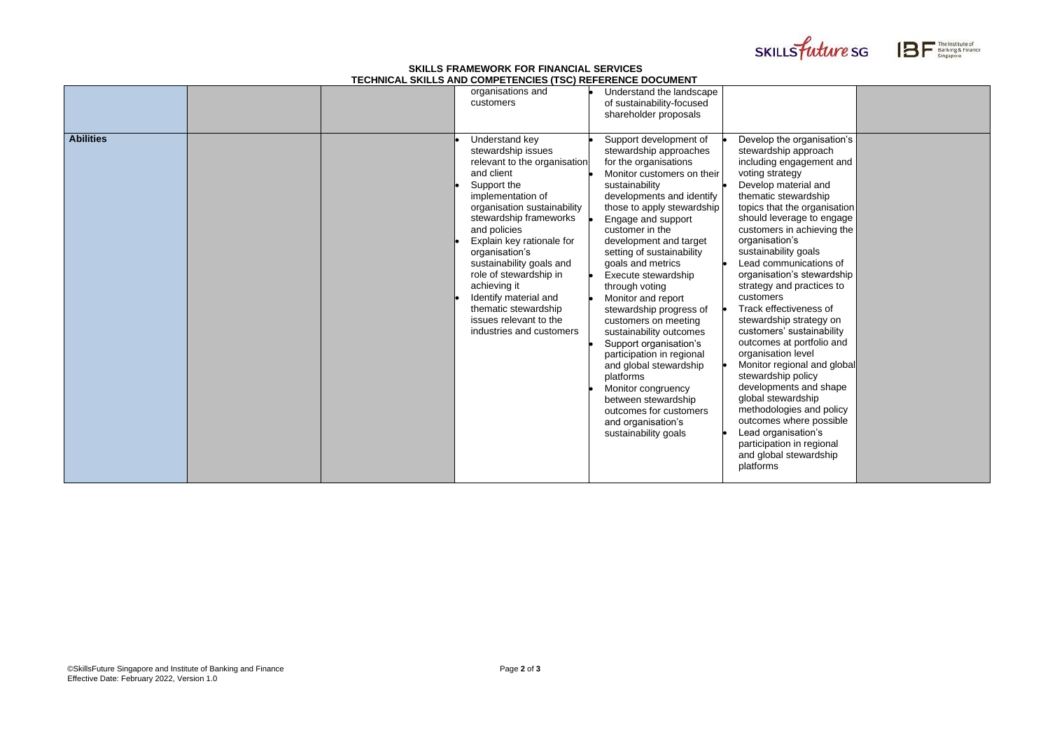**SKILLS FRAMEWORK FOR FINANCIAL SERVICES**
**TECHNICAL SKILLS AND COMPETENCIES (TSC) REFERENCE DOCUMENT**

| | | | | | | |
|---|---|---|---|---|---|---|
| | | | organisations and customers | • Understand the landscape of sustainability-focused shareholder proposals | | |
| **Abilities** | | | • Understand key stewardship issues relevant to the organisation and client<br>• Support the implementation of organisation sustainability stewardship frameworks and policies<br>• Explain key rationale for organisation's sustainability goals and role of stewardship in achieving it<br>• Identify material and thematic stewardship issues relevant to the industries and customers | • Support development of stewardship approaches for the organisations<br>• Monitor customers on their sustainability developments and identify those to apply stewardship<br>• Engage and support customer in the development and target setting of sustainability goals and metrics<br>• Execute stewardship through voting<br>• Monitor and report stewardship progress of customers on meeting sustainability outcomes<br>• Support organisation's participation in regional and global stewardship platforms<br>• Monitor congruency between stewardship outcomes for customers and organisation's sustainability goals | • Develop the organisation's stewardship approach including engagement and voting strategy<br>• Develop material and thematic stewardship topics that the organisation should leverage to engage customers in achieving the organisation's sustainability goals<br>• Lead communications of organisation's stewardship strategy and practices to customers<br>• Track effectiveness of stewardship strategy on customers' sustainability outcomes at portfolio and organisation level<br>• Monitor regional and global stewardship policy developments and shape global stewardship methodologies and policy outcomes where possible<br>• Lead organisation's participation in regional and global stewardship platforms | |

©SkillsFuture Singapore and Institute of Banking and Finance
Effective Date: February 2022, Version 1.0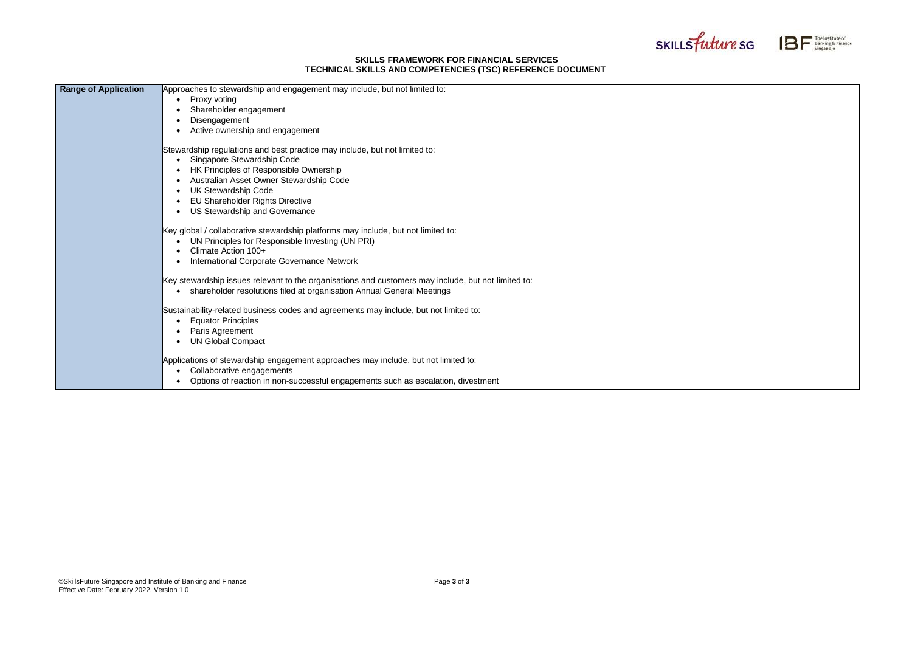**SKILLS FRAMEWORK FOR FINANCIAL SERVICES**
**TECHNICAL SKILLS AND COMPETENCIES (TSC) REFERENCE DOCUMENT**

| | |
|---|---|
| **Range of Application** | Approaches to stewardship and engagement may include, but not limited to:<br>• Proxy voting<br>• Shareholder engagement<br>• Disengagement<br>• Active ownership and engagement<br><br>Stewardship regulations and best practice may include, but not limited to:<br>• Singapore Stewardship Code<br>• HK Principles of Responsible Ownership<br>• Australian Asset Owner Stewardship Code<br>• UK Stewardship Code<br>• EU Shareholder Rights Directive<br>• US Stewardship and Governance<br><br>Key global / collaborative stewardship platforms may include, but not limited to:<br>• UN Principles for Responsible Investing (UN PRI)<br>• Climate Action 100+<br>• International Corporate Governance Network<br><br>Key stewardship issues relevant to the organisations and customers may include, but not limited to:<br>• shareholder resolutions filed at organisation Annual General Meetings<br><br>Sustainability-related business codes and agreements may include, but not limited to:<br>• Equator Principles<br>• Paris Agreement<br>• UN Global Compact<br><br>Applications of stewardship engagement approaches may include, but not limited to:<br>• Collaborative engagements<br>• Options of reaction in non-successful engagements such as escalation, divestment |

©SkillsFuture Singapore and Institute of Banking and Finance
Effective Date: February 2022, Version 1.0